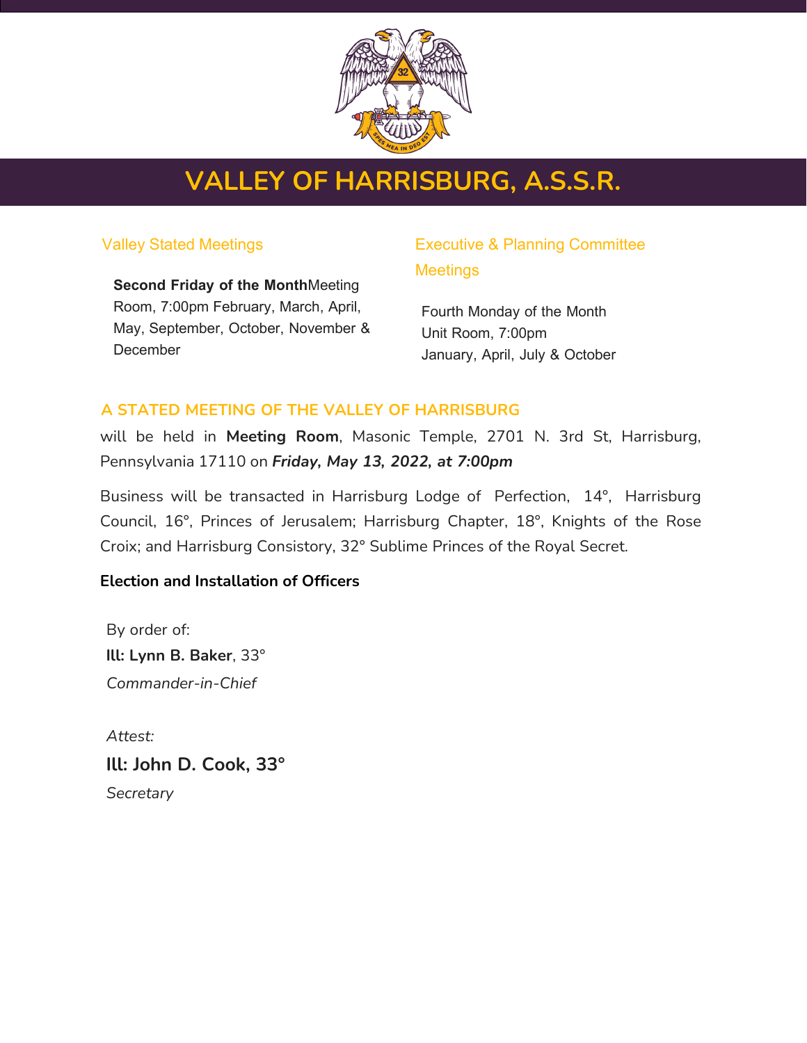# VALLEY OF HARRISBURG, A.S.S.R.

### Valley Stated Meetings

**Second Friday of the Month**Meeting Room, 7:00pm February, March, April, May, September, October, November & December

### Executive & Planning Committee Meetings

Fourth Monday of the Month
Unit Room, 7:00pm
January, April, July & October

### A STATED MEETING OF THE VALLEY OF HARRISBURG

will be held in **Meeting Room**, Masonic Temple, 2701 N. 3rd St, Harrisburg, Pennsylvania 17110 on ***Friday, May 13, 2022, at 7:00pm***

Business will be transacted in Harrisburg Lodge of Perfection, 14°, Harrisburg Council, 16°, Princes of Jerusalem; Harrisburg Chapter, 18°, Knights of the Rose Croix; and Harrisburg Consistory, 32° Sublime Princes of the Royal Secret.

**Election and Installation of Officers**

By order of:
**Ill: Lynn B. Baker**, 33°
*Commander-in-Chief*

*Attest:*
**Ill: John D. Cook, 33°**
*Secretary*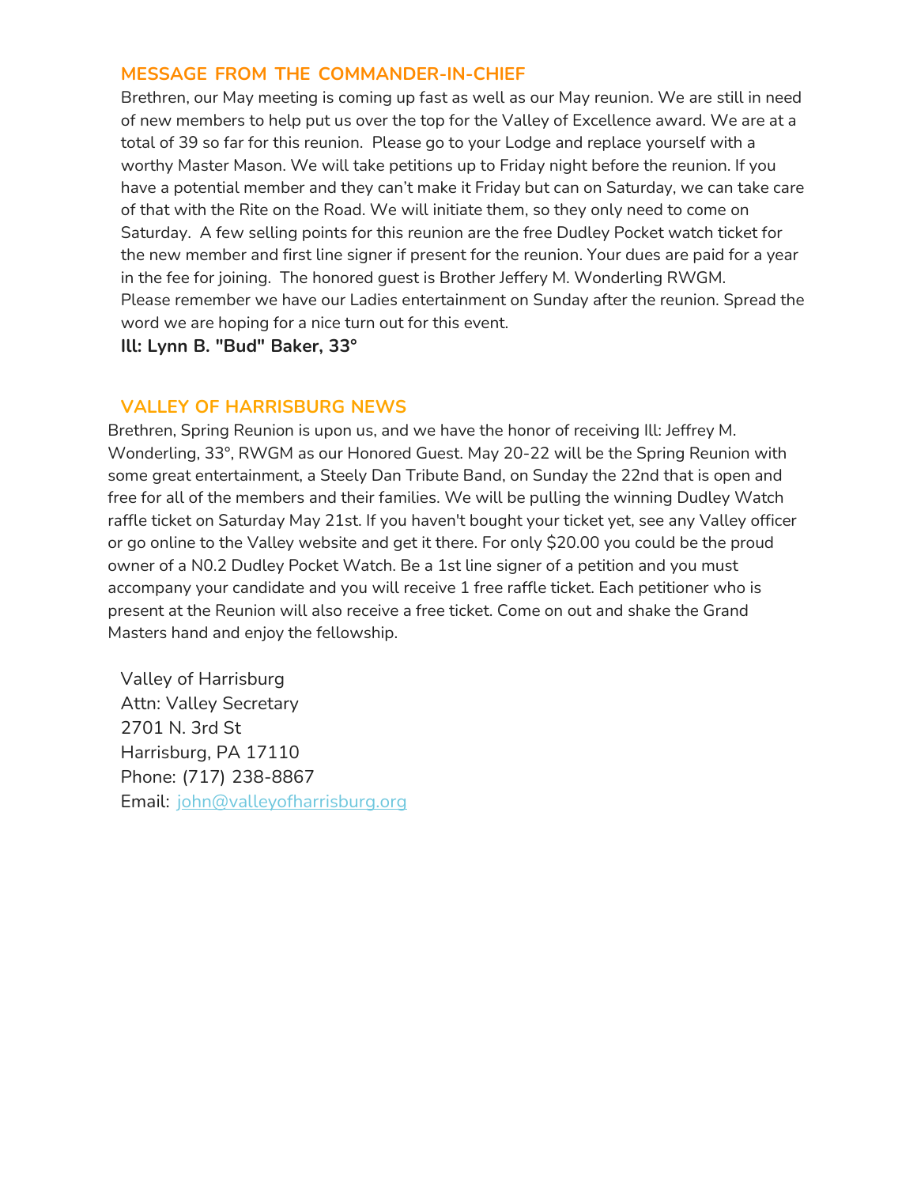## MESSAGE FROM THE COMMANDER-IN-CHIEF

Brethren, our May meeting is coming up fast as well as our May reunion. We are still in need of new members to help put us over the top for the Valley of Excellence award. We are at a total of 39 so far for this reunion. Please go to your Lodge and replace yourself with a worthy Master Mason. We will take petitions up to Friday night before the reunion. If you have a potential member and they can't make it Friday but can on Saturday, we can take care of that with the Rite on the Road. We will initiate them, so they only need to come on Saturday. A few selling points for this reunion are the free Dudley Pocket watch ticket for the new member and first line signer if present for the reunion. Your dues are paid for a year in the fee for joining. The honored guest is Brother Jeffery M. Wonderling RWGM.
Please remember we have our Ladies entertainment on Sunday after the reunion. Spread the word we are hoping for a nice turn out for this event.

**Ill: Lynn B. "Bud" Baker, 33°**

## VALLEY OF HARRISBURG NEWS

Brethren, Spring Reunion is upon us, and we have the honor of receiving Ill: Jeffrey M. Wonderling, 33°, RWGM as our Honored Guest. May 20-22 will be the Spring Reunion with some great entertainment, a Steely Dan Tribute Band, on Sunday the 22nd that is open and free for all of the members and their families. We will be pulling the winning Dudley Watch raffle ticket on Saturday May 21st. If you haven't bought your ticket yet, see any Valley officer or go online to the Valley website and get it there. For only $20.00 you could be the proud owner of a N0.2 Dudley Pocket Watch. Be a 1st line signer of a petition and you must accompany your candidate and you will receive 1 free raffle ticket. Each petitioner who is present at the Reunion will also receive a free ticket. Come on out and shake the Grand Masters hand and enjoy the fellowship.

Valley of Harrisburg
Attn: Valley Secretary
2701 N. 3rd St
Harrisburg, PA 17110
Phone: (717) 238-8867
Email: john@valleyofharrisburg.org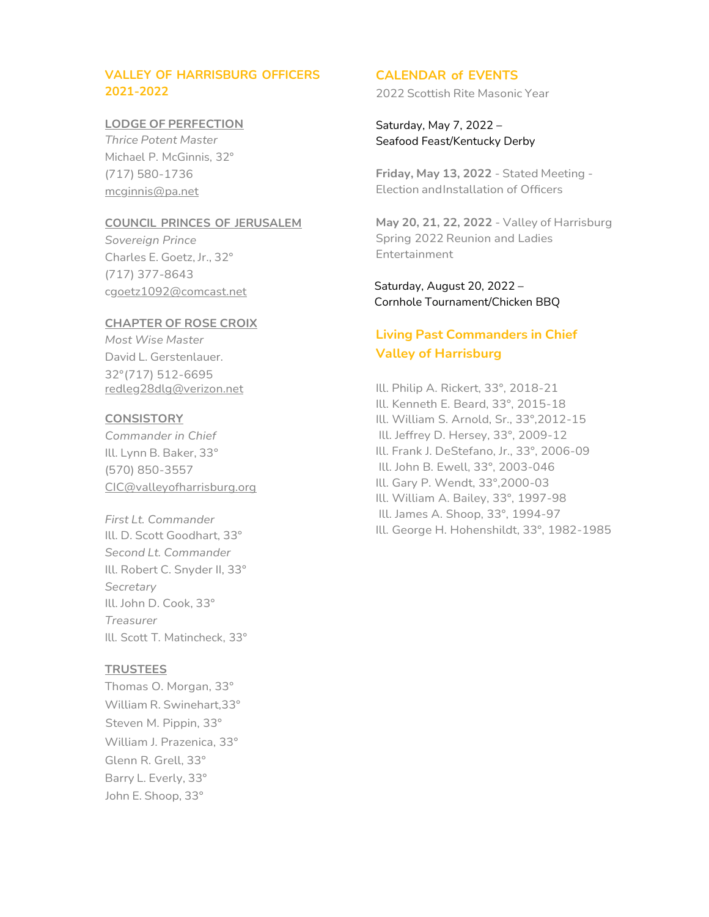## VALLEY OF HARRISBURG OFFICERS 2021-2022

### LODGE OF PERFECTION

*Thrice Potent Master*
Michael P. McGinnis, 32°
(717) 580-1736
mcginnis@pa.net

### COUNCIL PRINCES OF JERUSALEM

*Sovereign Prince*
Charles E. Goetz, Jr., 32°
(717) 377-8643
cgoetz1092@comcast.net

### CHAPTER OF ROSE CROIX

*Most Wise Master*
David L. Gerstenlauer.
32°(717) 512-6695
redleg28dlg@verizon.net

### CONSISTORY

*Commander in Chief*
Ill. Lynn B. Baker, 33°
(570) 850-3557
CIC@valleyofharrisburg.org

*First Lt. Commander*
Ill. D. Scott Goodhart, 33°
*Second Lt. Commander*
Ill. Robert C. Snyder II, 33°
*Secretary*
Ill. John D. Cook, 33°
*Treasurer*
Ill. Scott T. Matincheck, 33°

### TRUSTEES

Thomas O. Morgan, 33°
William R. Swinehart,33°
Steven M. Pippin, 33°
William J. Prazenica, 33°
Glenn R. Grell, 33°
Barry L. Everly, 33°
John E. Shoop, 33°

## CALENDAR of EVENTS

2022 Scottish Rite Masonic Year

Saturday, May 7, 2022 –
Seafood Feast/Kentucky Derby

**Friday, May 13, 2022** - Stated Meeting - Election andInstallation of Officers

**May 20, 21, 22, 2022** - Valley of Harrisburg Spring 2022 Reunion and Ladies Entertainment

Saturday, August 20, 2022 –
Cornhole Tournament/Chicken BBQ

## Living Past Commanders in Chief Valley of Harrisburg

Ill. Philip A. Rickert, 33°, 2018-21
Ill. Kenneth E. Beard, 33°, 2015-18
Ill. William S. Arnold, Sr., 33°,2012-15
Ill. Jeffrey D. Hersey, 33°, 2009-12
Ill. Frank J. DeStefano, Jr., 33°, 2006-09
Ill. John B. Ewell, 33°, 2003-046
Ill. Gary P. Wendt, 33°,2000-03
Ill. William A. Bailey, 33°, 1997-98
Ill. James A. Shoop, 33°, 1994-97
Ill. George H. Hohenshildt, 33°, 1982-1985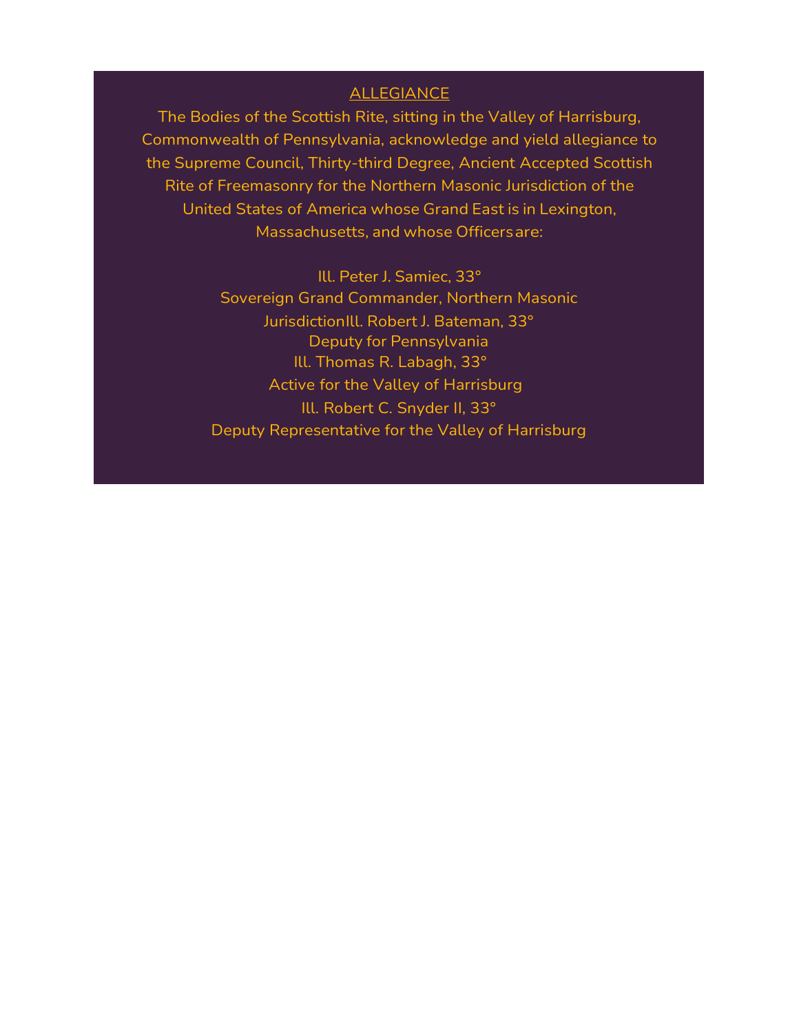ALLEGIANCE

The Bodies of the Scottish Rite, sitting in the Valley of Harrisburg, Commonwealth of Pennsylvania, acknowledge and yield allegiance to the Supreme Council, Thirty-third Degree, Ancient Accepted Scottish Rite of Freemasonry for the Northern Masonic Jurisdiction of the United States of America whose Grand East is in Lexington, Massachusetts, and whose Officers are:

Ill. Peter J. Samiec, 33°
Sovereign Grand Commander, Northern Masonic Jurisdiction

Ill. Robert J. Bateman, 33°
Deputy for Pennsylvania

Ill. Thomas R. Labagh, 33°
Active for the Valley of Harrisburg

Ill. Robert C. Snyder II, 33°
Deputy Representative for the Valley of Harrisburg